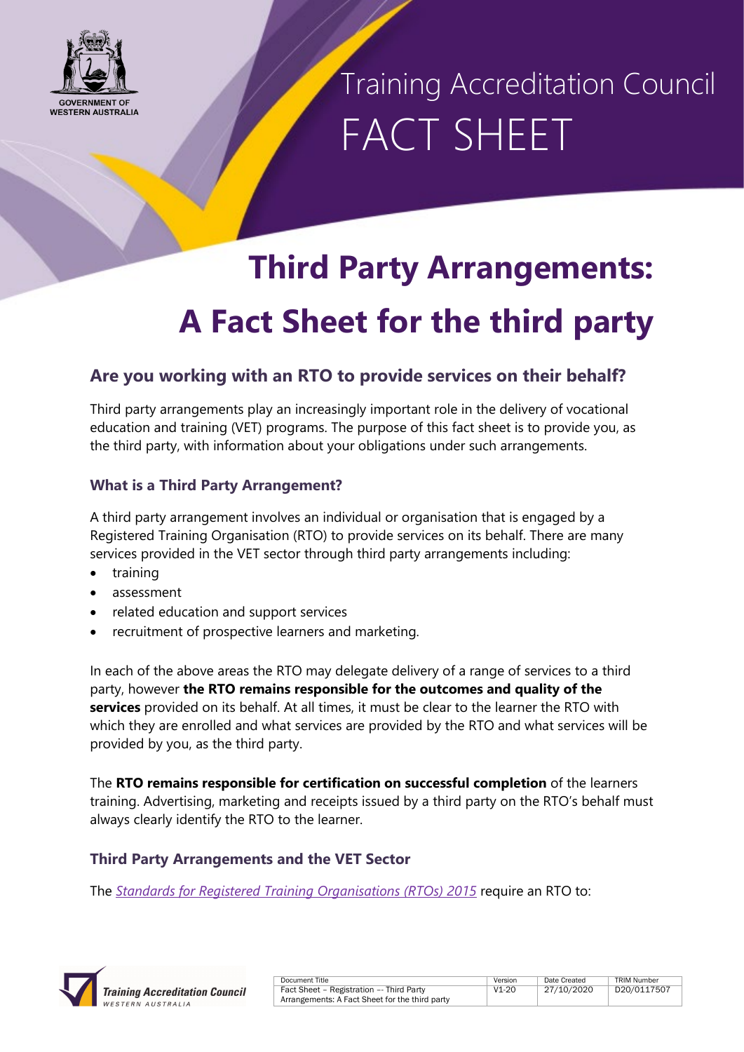Training Accreditation Council
FACT SHEET

# Third Party Arrangements: A Fact Sheet for the third party

## Are you working with an RTO to provide services on their behalf?

Third party arrangements play an increasingly important role in the delivery of vocational education and training (VET) programs. The purpose of this fact sheet is to provide you, as the third party, with information about your obligations under such arrangements.

### What is a Third Party Arrangement?

A third party arrangement involves an individual or organisation that is engaged by a Registered Training Organisation (RTO) to provide services on its behalf. There are many services provided in the VET sector through third party arrangements including:

- training
- assessment
- related education and support services
- recruitment of prospective learners and marketing.

In each of the above areas the RTO may delegate delivery of a range of services to a third party, however **the RTO remains responsible for the outcomes and quality of the services** provided on its behalf. At all times, it must be clear to the learner the RTO with which they are enrolled and what services are provided by the RTO and what services will be provided by you, as the third party.

The **RTO remains responsible for certification on successful completion** of the learners training. Advertising, marketing and receipts issued by a third party on the RTO's behalf must always clearly identify the RTO to the learner.

### Third Party Arrangements and the VET Sector

The *Standards for Registered Training Organisations (RTOs) 2015* require an RTO to: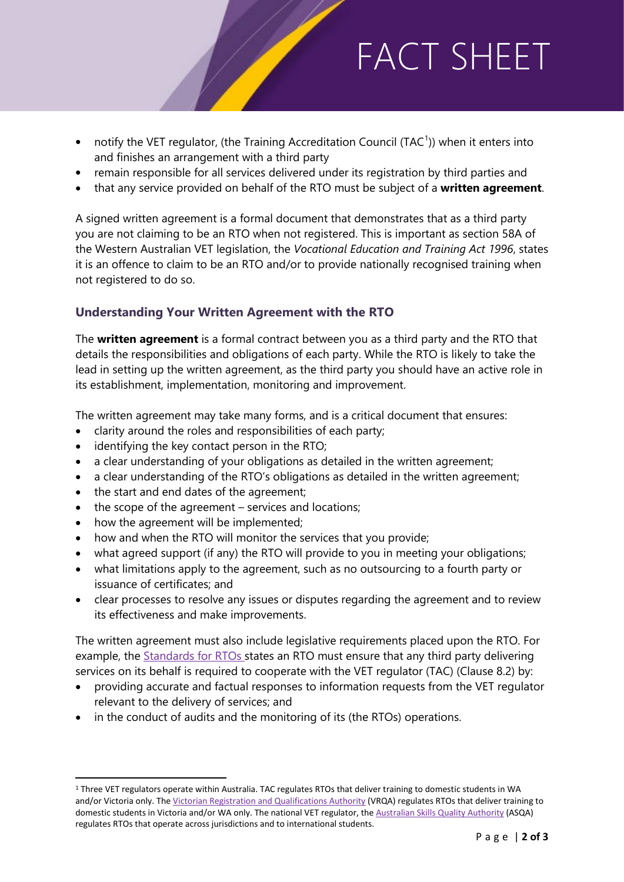- notify the VET regulator, (the Training Accreditation Council (TAC[1])) when it enters into and finishes an arrangement with a third party
- remain responsible for all services delivered under its registration by third parties and
- that any service provided on behalf of the RTO must be subject of a **written agreement**.

A signed written agreement is a formal document that demonstrates that as a third party you are not claiming to be an RTO when not registered. This is important as section 58A of the Western Australian VET legislation, the *Vocational Education and Training Act 1996*, states it is an offence to claim to be an RTO and/or to provide nationally recognised training when not registered to do so.

### Understanding Your Written Agreement with the RTO

The **written agreement** is a formal contract between you as a third party and the RTO that details the responsibilities and obligations of each party. While the RTO is likely to take the lead in setting up the written agreement, as the third party you should have an active role in its establishment, implementation, monitoring and improvement.

The written agreement may take many forms, and is a critical document that ensures:

- clarity around the roles and responsibilities of each party;
- identifying the key contact person in the RTO;
- a clear understanding of your obligations as detailed in the written agreement;
- a clear understanding of the RTO's obligations as detailed in the written agreement;
- the start and end dates of the agreement;
- the scope of the agreement – services and locations;
- how the agreement will be implemented;
- how and when the RTO will monitor the services that you provide;
- what agreed support (if any) the RTO will provide to you in meeting your obligations;
- what limitations apply to the agreement, such as no outsourcing to a fourth party or issuance of certificates; and
- clear processes to resolve any issues or disputes regarding the agreement and to review its effectiveness and make improvements.

The written agreement must also include legislative requirements placed upon the RTO. For example, the Standards for RTOs states an RTO must ensure that any third party delivering services on its behalf is required to cooperate with the VET regulator (TAC) (Clause 8.2) by:

- providing accurate and factual responses to information requests from the VET regulator relevant to the delivery of services; and
- in the conduct of audits and the monitoring of its (the RTOs) operations.

---

[1] Three VET regulators operate within Australia. TAC regulates RTOs that deliver training to domestic students in WA and/or Victoria only. The Victorian Registration and Qualifications Authority (VRQA) regulates RTOs that deliver training to domestic students in Victoria and/or WA only. The national VET regulator, the Australian Skills Quality Authority (ASQA) regulates RTOs that operate across jurisdictions and to international students.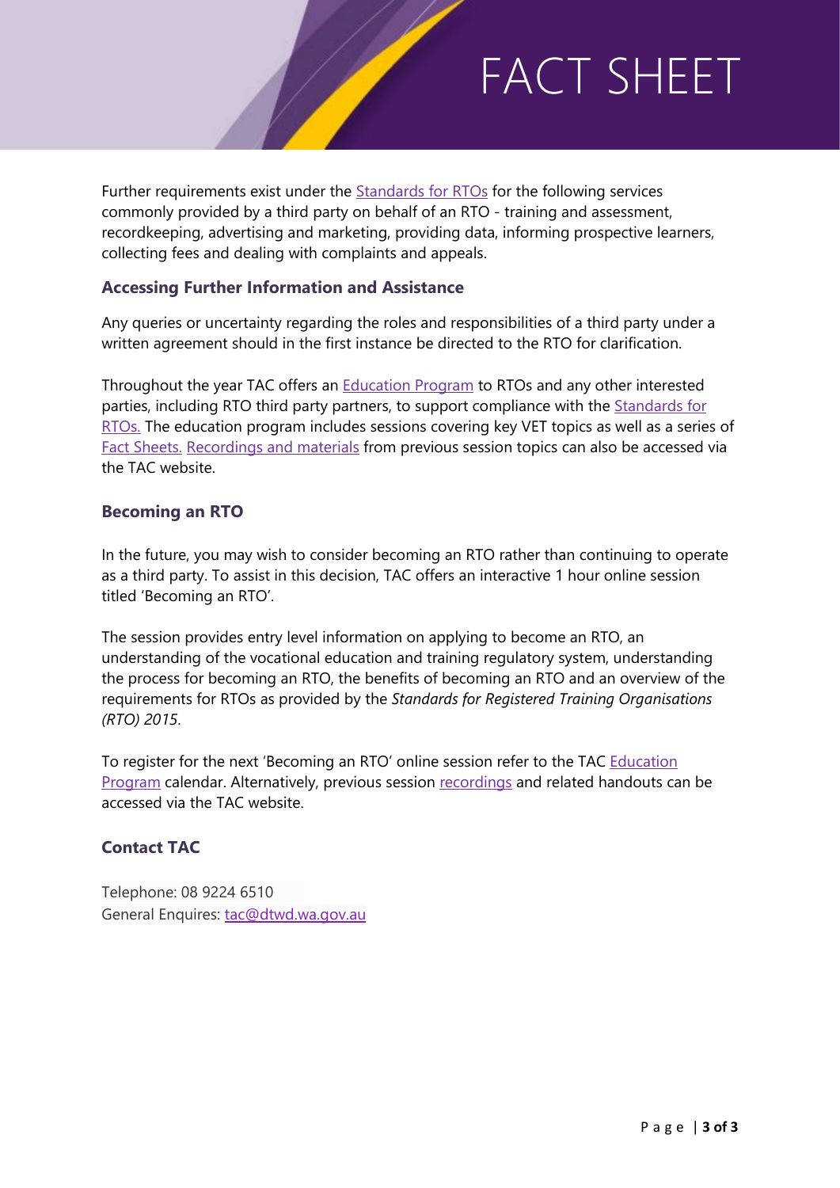Further requirements exist under the Standards for RTOs for the following services commonly provided by a third party on behalf of an RTO - training and assessment, recordkeeping, advertising and marketing, providing data, informing prospective learners, collecting fees and dealing with complaints and appeals.

### Accessing Further Information and Assistance

Any queries or uncertainty regarding the roles and responsibilities of a third party under a written agreement should in the first instance be directed to the RTO for clarification.

Throughout the year TAC offers an Education Program to RTOs and any other interested parties, including RTO third party partners, to support compliance with the Standards for RTOs. The education program includes sessions covering key VET topics as well as a series of Fact Sheets. Recordings and materials from previous session topics can also be accessed via the TAC website.

### Becoming an RTO

In the future, you may wish to consider becoming an RTO rather than continuing to operate as a third party. To assist in this decision, TAC offers an interactive 1 hour online session titled 'Becoming an RTO'.

The session provides entry level information on applying to become an RTO, an understanding of the vocational education and training regulatory system, understanding the process for becoming an RTO, the benefits of becoming an RTO and an overview of the requirements for RTOs as provided by the *Standards for Registered Training Organisations (RTO) 2015*.

To register for the next 'Becoming an RTO' online session refer to the TAC Education Program calendar. Alternatively, previous session recordings and related handouts can be accessed via the TAC website.

### Contact TAC

Telephone: 08 9224 6510
General Enquires: tac@dtwd.wa.gov.au